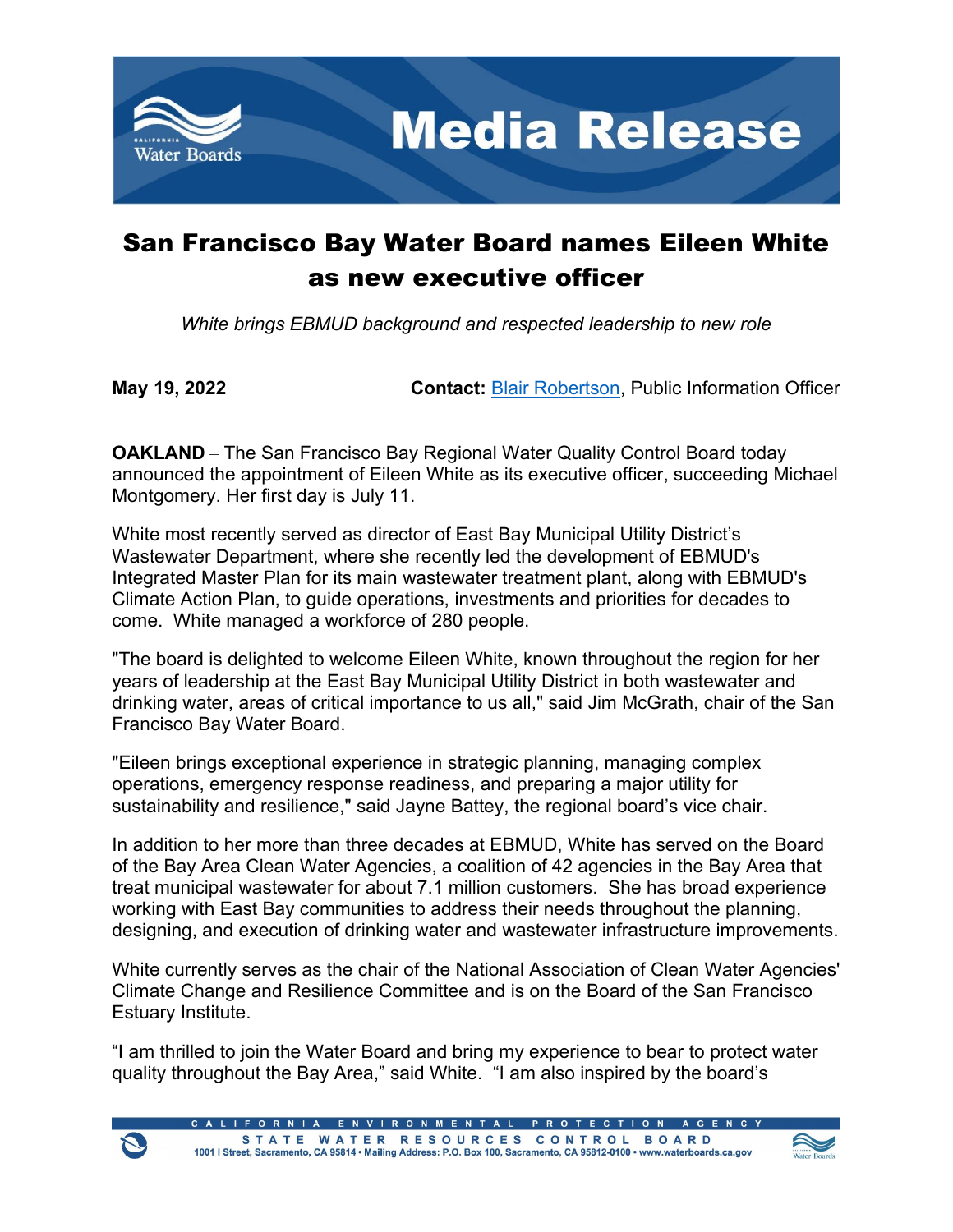# San Francisco Bay Water Board names Eileen White as new executive officer

*White brings EBMUD background and respected leadership to new role*

**May 19, 2022** **Contact:** Blair Robertson, Public Information Officer

**OAKLAND** – The San Francisco Bay Regional Water Quality Control Board today announced the appointment of Eileen White as its executive officer, succeeding Michael Montgomery. Her first day is July 11.

White most recently served as director of East Bay Municipal Utility District's Wastewater Department, where she recently led the development of EBMUD's Integrated Master Plan for its main wastewater treatment plant, along with EBMUD's Climate Action Plan, to guide operations, investments and priorities for decades to come. White managed a workforce of 280 people.

"The board is delighted to welcome Eileen White, known throughout the region for her years of leadership at the East Bay Municipal Utility District in both wastewater and drinking water, areas of critical importance to us all," said Jim McGrath, chair of the San Francisco Bay Water Board.

"Eileen brings exceptional experience in strategic planning, managing complex operations, emergency response readiness, and preparing a major utility for sustainability and resilience," said Jayne Battey, the regional board's vice chair.

In addition to her more than three decades at EBMUD, White has served on the Board of the Bay Area Clean Water Agencies, a coalition of 42 agencies in the Bay Area that treat municipal wastewater for about 7.1 million customers. She has broad experience working with East Bay communities to address their needs throughout the planning, designing, and execution of drinking water and wastewater infrastructure improvements.

White currently serves as the chair of the National Association of Clean Water Agencies' Climate Change and Resilience Committee and is on the Board of the San Francisco Estuary Institute.

"I am thrilled to join the Water Board and bring my experience to bear to protect water quality throughout the Bay Area," said White. "I am also inspired by the board's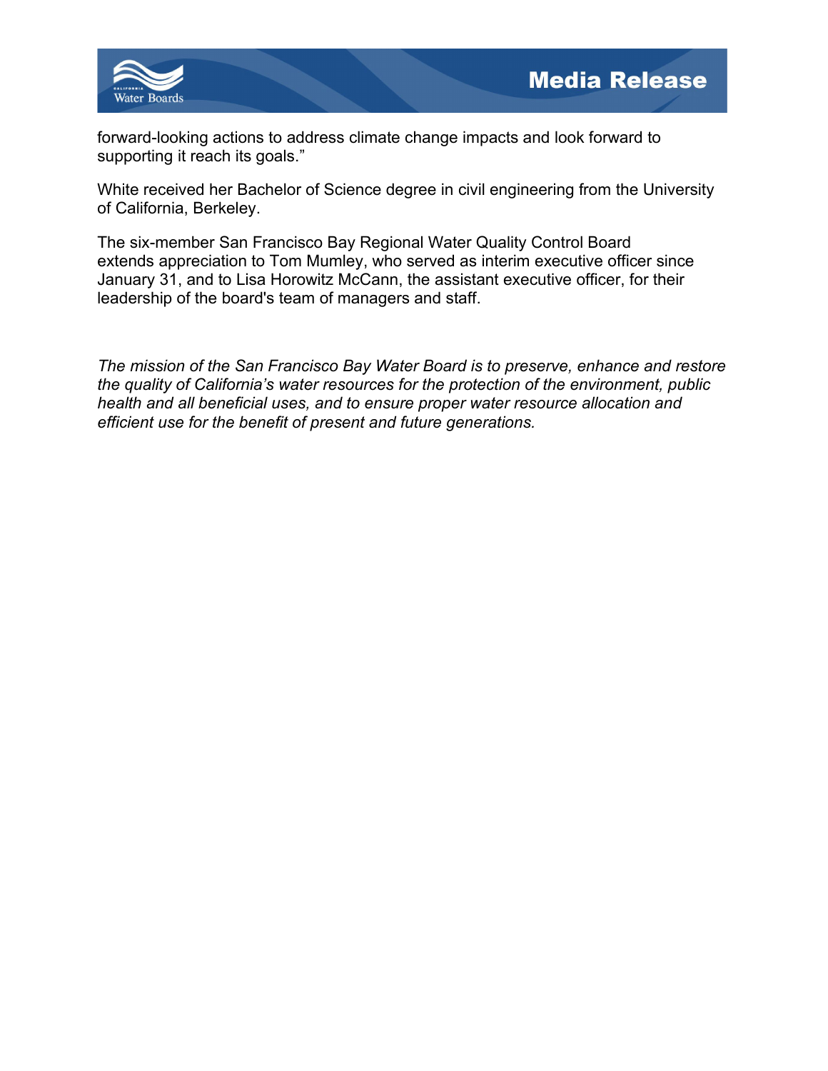forward-looking actions to address climate change impacts and look forward to supporting it reach its goals."

White received her Bachelor of Science degree in civil engineering from the University of California, Berkeley.

The six-member San Francisco Bay Regional Water Quality Control Board extends appreciation to Tom Mumley, who served as interim executive officer since January 31, and to Lisa Horowitz McCann, the assistant executive officer, for their leadership of the board's team of managers and staff.

*The mission of the San Francisco Bay Water Board is to preserve, enhance and restore the quality of California's water resources for the protection of the environment, public health and all beneficial uses, and to ensure proper water resource allocation and efficient use for the benefit of present and future generations.*